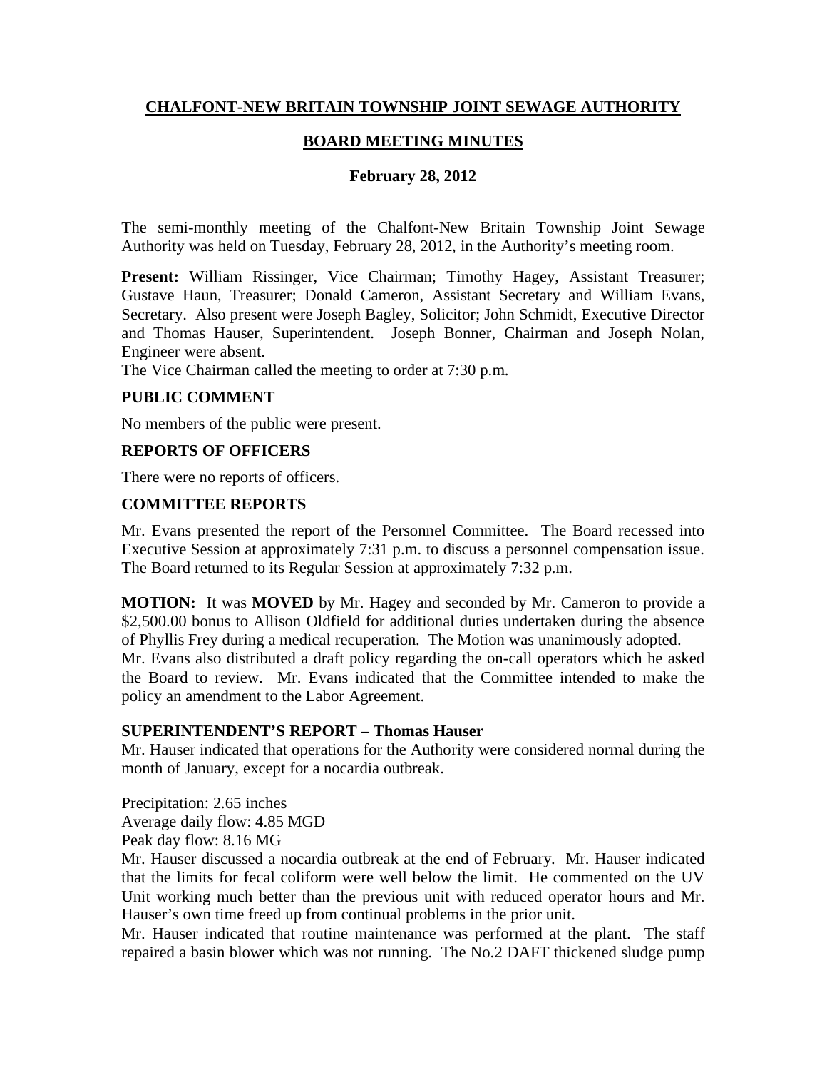# CHALFONT-NEW BRITAIN TOWNSHIP JOINT SEWAGE AUTHORITY

## BOARD MEETING MINUTES

### February 28, 2012

The semi-monthly meeting of the Chalfont-New Britain Township Joint Sewage Authority was held on Tuesday, February 28, 2012, in the Authority's meeting room.

**Present:** William Rissinger, Vice Chairman; Timothy Hagey, Assistant Treasurer; Gustave Haun, Treasurer; Donald Cameron, Assistant Secretary and William Evans, Secretary. Also present were Joseph Bagley, Solicitor; John Schmidt, Executive Director and Thomas Hauser, Superintendent. Joseph Bonner, Chairman and Joseph Nolan, Engineer were absent.

The Vice Chairman called the meeting to order at 7:30 p.m.

### PUBLIC COMMENT

No members of the public were present.

### REPORTS OF OFFICERS

There were no reports of officers.

### COMMITTEE REPORTS

Mr. Evans presented the report of the Personnel Committee. The Board recessed into Executive Session at approximately 7:31 p.m. to discuss a personnel compensation issue. The Board returned to its Regular Session at approximately 7:32 p.m.

**MOTION:** It was **MOVED** by Mr. Hagey and seconded by Mr. Cameron to provide a $2,500.00 bonus to Allison Oldfield for additional duties undertaken during the absence of Phyllis Frey during a medical recuperation. The Motion was unanimously adopted.

Mr. Evans also distributed a draft policy regarding the on-call operators which he asked the Board to review. Mr. Evans indicated that the Committee intended to make the policy an amendment to the Labor Agreement.

### SUPERINTENDENT'S REPORT – Thomas Hauser

Mr. Hauser indicated that operations for the Authority were considered normal during the month of January, except for a nocardia outbreak.

Precipitation: 2.65 inches
Average daily flow: 4.85 MGD
Peak day flow: 8.16 MG

Mr. Hauser discussed a nocardia outbreak at the end of February. Mr. Hauser indicated that the limits for fecal coliform were well below the limit. He commented on the UV Unit working much better than the previous unit with reduced operator hours and Mr. Hauser's own time freed up from continual problems in the prior unit.

Mr. Hauser indicated that routine maintenance was performed at the plant. The staff repaired a basin blower which was not running. The No.2 DAFT thickened sludge pump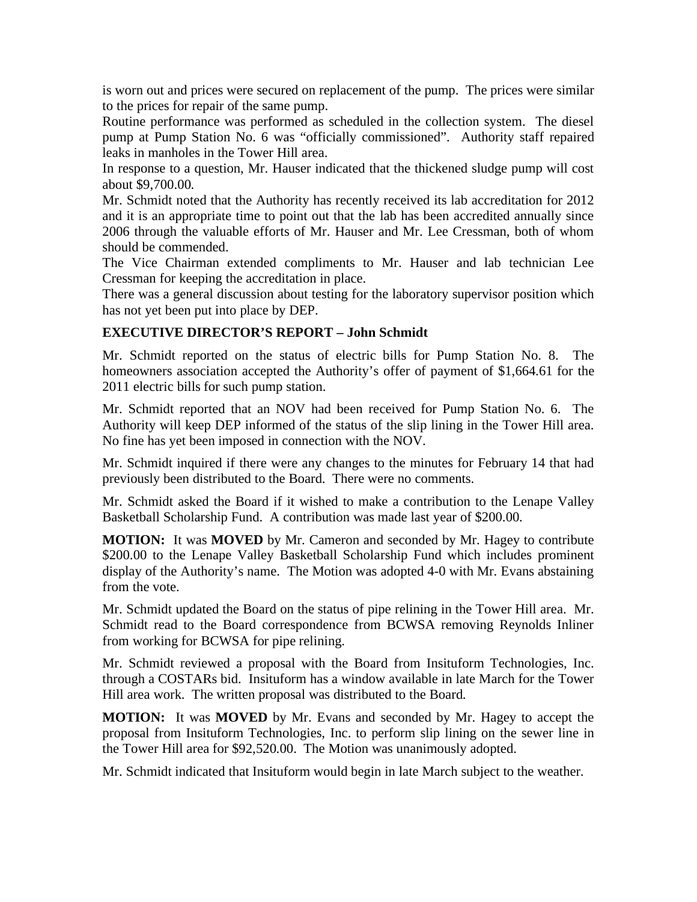is worn out and prices were secured on replacement of the pump. The prices were similar to the prices for repair of the same pump.

Routine performance was performed as scheduled in the collection system. The diesel pump at Pump Station No. 6 was "officially commissioned". Authority staff repaired leaks in manholes in the Tower Hill area.

In response to a question, Mr. Hauser indicated that the thickened sludge pump will cost about $9,700.00.

Mr. Schmidt noted that the Authority has recently received its lab accreditation for 2012 and it is an appropriate time to point out that the lab has been accredited annually since 2006 through the valuable efforts of Mr. Hauser and Mr. Lee Cressman, both of whom should be commended.

The Vice Chairman extended compliments to Mr. Hauser and lab technician Lee Cressman for keeping the accreditation in place.

There was a general discussion about testing for the laboratory supervisor position which has not yet been put into place by DEP.

**EXECUTIVE DIRECTOR'S REPORT – John Schmidt**

Mr. Schmidt reported on the status of electric bills for Pump Station No. 8. The homeowners association accepted the Authority's offer of payment of $1,664.61 for the 2011 electric bills for such pump station.

Mr. Schmidt reported that an NOV had been received for Pump Station No. 6. The Authority will keep DEP informed of the status of the slip lining in the Tower Hill area. No fine has yet been imposed in connection with the NOV.

Mr. Schmidt inquired if there were any changes to the minutes for February 14 that had previously been distributed to the Board. There were no comments.

Mr. Schmidt asked the Board if it wished to make a contribution to the Lenape Valley Basketball Scholarship Fund. A contribution was made last year of $200.00.

**MOTION:** It was **MOVED** by Mr. Cameron and seconded by Mr. Hagey to contribute $200.00 to the Lenape Valley Basketball Scholarship Fund which includes prominent display of the Authority's name. The Motion was adopted 4-0 with Mr. Evans abstaining from the vote.

Mr. Schmidt updated the Board on the status of pipe relining in the Tower Hill area. Mr. Schmidt read to the Board correspondence from BCWSA removing Reynolds Inliner from working for BCWSA for pipe relining.

Mr. Schmidt reviewed a proposal with the Board from Insituform Technologies, Inc. through a COSTARs bid. Insituform has a window available in late March for the Tower Hill area work. The written proposal was distributed to the Board.

**MOTION:** It was **MOVED** by Mr. Evans and seconded by Mr. Hagey to accept the proposal from Insituform Technologies, Inc. to perform slip lining on the sewer line in the Tower Hill area for $92,520.00. The Motion was unanimously adopted.

Mr. Schmidt indicated that Insituform would begin in late March subject to the weather.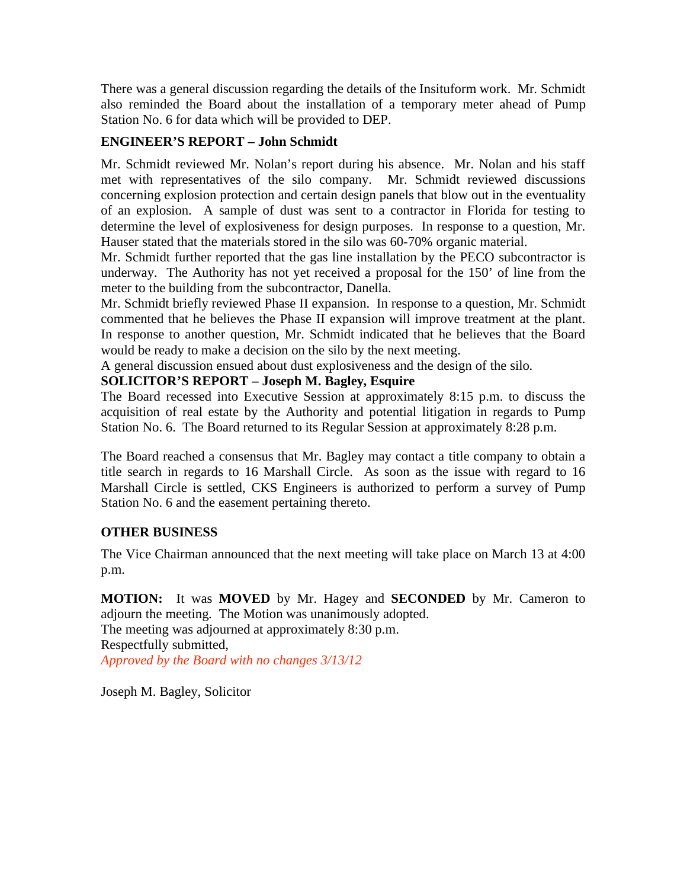There was a general discussion regarding the details of the Insituform work. Mr. Schmidt also reminded the Board about the installation of a temporary meter ahead of Pump Station No. 6 for data which will be provided to DEP.

**ENGINEER'S REPORT – John Schmidt**

Mr. Schmidt reviewed Mr. Nolan's report during his absence. Mr. Nolan and his staff met with representatives of the silo company. Mr. Schmidt reviewed discussions concerning explosion protection and certain design panels that blow out in the eventuality of an explosion. A sample of dust was sent to a contractor in Florida for testing to determine the level of explosiveness for design purposes. In response to a question, Mr. Hauser stated that the materials stored in the silo was 60-70% organic material.

Mr. Schmidt further reported that the gas line installation by the PECO subcontractor is underway. The Authority has not yet received a proposal for the 150' of line from the meter to the building from the subcontractor, Danella.

Mr. Schmidt briefly reviewed Phase II expansion. In response to a question, Mr. Schmidt commented that he believes the Phase II expansion will improve treatment at the plant. In response to another question, Mr. Schmidt indicated that he believes that the Board would be ready to make a decision on the silo by the next meeting.

A general discussion ensued about dust explosiveness and the design of the silo.

**SOLICITOR'S REPORT – Joseph M. Bagley, Esquire**

The Board recessed into Executive Session at approximately 8:15 p.m. to discuss the acquisition of real estate by the Authority and potential litigation in regards to Pump Station No. 6. The Board returned to its Regular Session at approximately 8:28 p.m.

The Board reached a consensus that Mr. Bagley may contact a title company to obtain a title search in regards to 16 Marshall Circle. As soon as the issue with regard to 16 Marshall Circle is settled, CKS Engineers is authorized to perform a survey of Pump Station No. 6 and the easement pertaining thereto.

**OTHER BUSINESS**

The Vice Chairman announced that the next meeting will take place on March 13 at 4:00 p.m.

**MOTION:** It was **MOVED** by Mr. Hagey and **SECONDED** by Mr. Cameron to adjourn the meeting. The Motion was unanimously adopted.

The meeting was adjourned at approximately 8:30 p.m.

Respectfully submitted,

*Approved by the Board with no changes 3/13/12*

Joseph M. Bagley, Solicitor